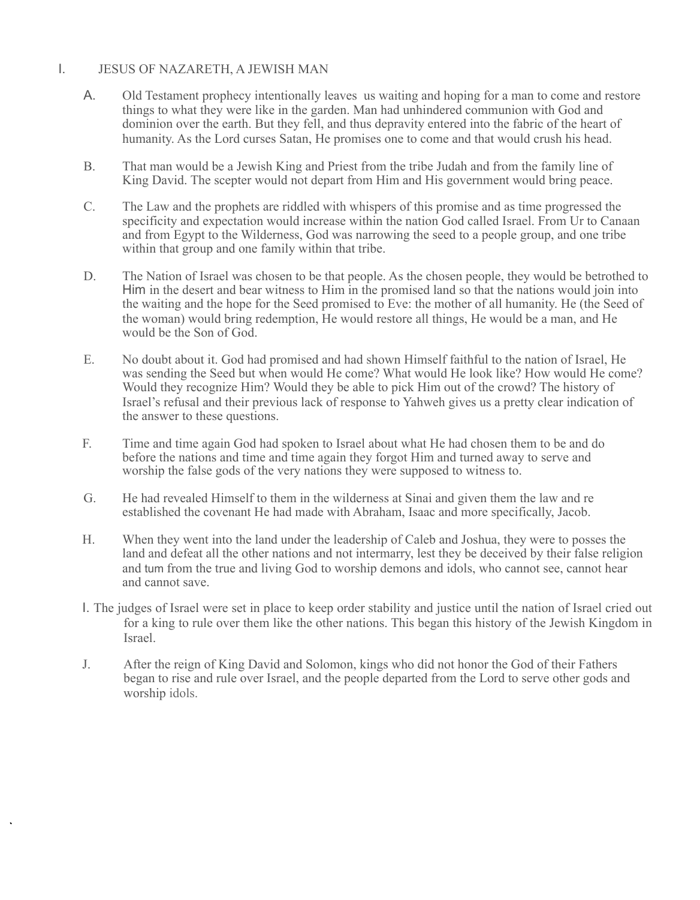# I. JESUS OF NAZARETH, A JEWISH MAN

A. Old Testament prophecy intentionally leaves us waiting and hoping for a man to come and restore things to what they were like in the garden. Man had unhindered communion with God and dominion over the earth. But they fell, and thus depravity entered into the fabric of the heart of humanity. As the Lord curses Satan, He promises one to come and that would crush his head.

B. That man would be a Jewish King and Priest from the tribe Judah and from the family line of King David. The scepter would not depart from Him and His government would bring peace.

C. The Law and the prophets are riddled with whispers of this promise and as time progressed the specificity and expectation would increase within the nation God called Israel. From Ur to Canaan and from Egypt to the Wilderness, God was narrowing the seed to a people group, and one tribe within that group and one family within that tribe.

D. The Nation of Israel was chosen to be that people. As the chosen people, they would be betrothed to Him in the desert and bear witness to Him in the promised land so that the nations would join into the waiting and the hope for the Seed promised to Eve: the mother of all humanity. He (the Seed of the woman) would bring redemption, He would restore all things, He would be a man, and He would be the Son of God.

E. No doubt about it. God had promised and had shown Himself faithful to the nation of Israel, He was sending the Seed but when would He come? What would He look like? How would He come? Would they recognize Him? Would they be able to pick Him out of the crowd? The history of Israel's refusal and their previous lack of response to Yahweh gives us a pretty clear indication of the answer to these questions.

F. Time and time again God had spoken to Israel about what He had chosen them to be and do before the nations and time and time again they forgot Him and turned away to serve and worship the false gods of the very nations they were supposed to witness to.

G. He had revealed Himself to them in the wilderness at Sinai and given them the law and re established the covenant He had made with Abraham, Isaac and more specifically, Jacob.

H. When they went into the land under the leadership of Caleb and Joshua, they were to posses the land and defeat all the other nations and not intermarry, lest they be deceived by their false religion and turn from the true and living God to worship demons and idols, who cannot see, cannot hear and cannot save.

I. The judges of Israel were set in place to keep order stability and justice until the nation of Israel cried out for a king to rule over them like the other nations. This began this history of the Jewish Kingdom in Israel.

J. After the reign of King David and Solomon, kings who did not honor the God of their Fathers began to rise and rule over Israel, and the people departed from the Lord to serve other gods and worship idols.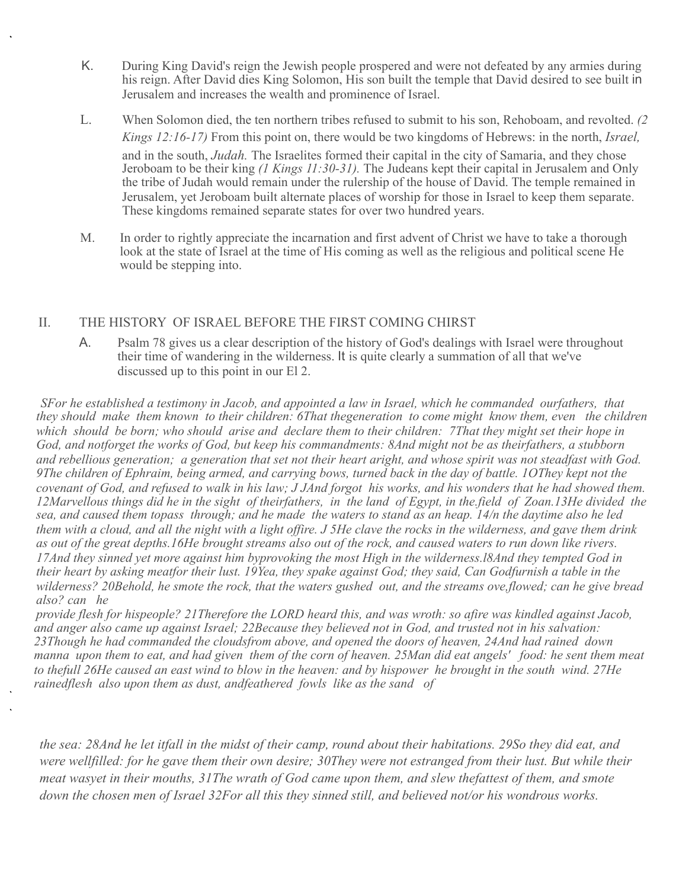K. During King David's reign the Jewish people prospered and were not defeated by any armies during his reign. After David dies King Solomon, His son built the temple that David desired to see built in Jerusalem and increases the wealth and prominence of Israel.

L. When Solomon died, the ten northern tribes refused to submit to his son, Rehoboam, and revolted. *(2 Kings 12:16-17)* From this point on, there would be two kingdoms of Hebrews: in the north, *Israel,* and in the south, *Judah.* The Israelites formed their capital in the city of Samaria, and they chose Jeroboam to be their king *(1 Kings 11:30-31).* The Judeans kept their capital in Jerusalem and Only the tribe of Judah would remain under the rulership of the house of David. The temple remained in Jerusalem, yet Jeroboam built alternate places of worship for those in Israel to keep them separate. These kingdoms remained separate states for over two hundred years.

M. In order to rightly appreciate the incarnation and first advent of Christ we have to take a thorough look at the state of Israel at the time of His coming as well as the religious and political scene He would be stepping into.

## II. THE HISTORY OF ISRAEL BEFORE THE FIRST COMING CHIRST

A. Psalm 78 gives us a clear description of the history of God's dealings with Israel were throughout their time of wandering in the wilderness. It is quite clearly a summation of all that we've discussed up to this point in our El 2.

*SFor he established a testimony in Jacob, and appointed a law in Israel, which he commanded ourfathers, that they should make them known to their children: 6That thegeneration to come might know them, even the children which should be born; who should arise and declare them to their children: 7That they might set their hope in God, and notforget the works of God, but keep his commandments: 8And might not be as theirfathers, a stubborn and rebellious generation; a generation that set not their heart aright, and whose spirit was not steadfast with God. 9The children of Ephraim, being armed, and carrying bows, turned back in the day of battle. 1OThey kept not the covenant of God, and refused to walk in his law; J JAnd forgot his works, and his wonders that he had showed them. 12Marvellous things did he in the sight of theirfathers, in the land of Egypt, in the.field of Zoan.13He divided the sea, and caused them topass through; and he made the waters to stand as an heap. 14/n the daytime also he led them with a cloud, and all the night with a light offire. J 5He clave the rocks in the wilderness, and gave them drink as out of the great depths.16He brought streams also out of the rock, and caused waters to run down like rivers. 17And they sinned yet more against him byprovoking the most High in the wilderness.l8And they tempted God in their heart by asking meatfor their lust. 19Yea, they spake against God; they said, Can Godfurnish a table in the wilderness? 20Behold, he smote the rock, that the waters gushed out, and the streams ove,flowed; can he give bread also? can he provide flesh for hispeople? 21Therefore the LORD heard this, and was wroth: so afire was kindled against Jacob, and anger also came up against Israel; 22Because they believed not in God, and trusted not in his salvation: 23Though he had commanded the cloudsfrom above, and opened the doors of heaven, 24And had rained down manna upon them to eat, and had given them of the corn of heaven. 25Man did eat angels' food: he sent them meat to thefull 26He caused an east wind to blow in the heaven: and by hispower he brought in the south wind. 27He rainedflesh also upon them as dust, andfeathered fowls like as the sand of the sea: 28And he let itfall in the midst of their camp, round about their habitations. 29So they did eat, and were wellfilled: for he gave them their own desire; 30They were not estranged from their lust. But while their meat wasyet in their mouths, 31The wrath of God came upon them, and slew thefattest of them, and smote down the chosen men of Israel 32For all this they sinned still, and believed not/or his wondrous works.*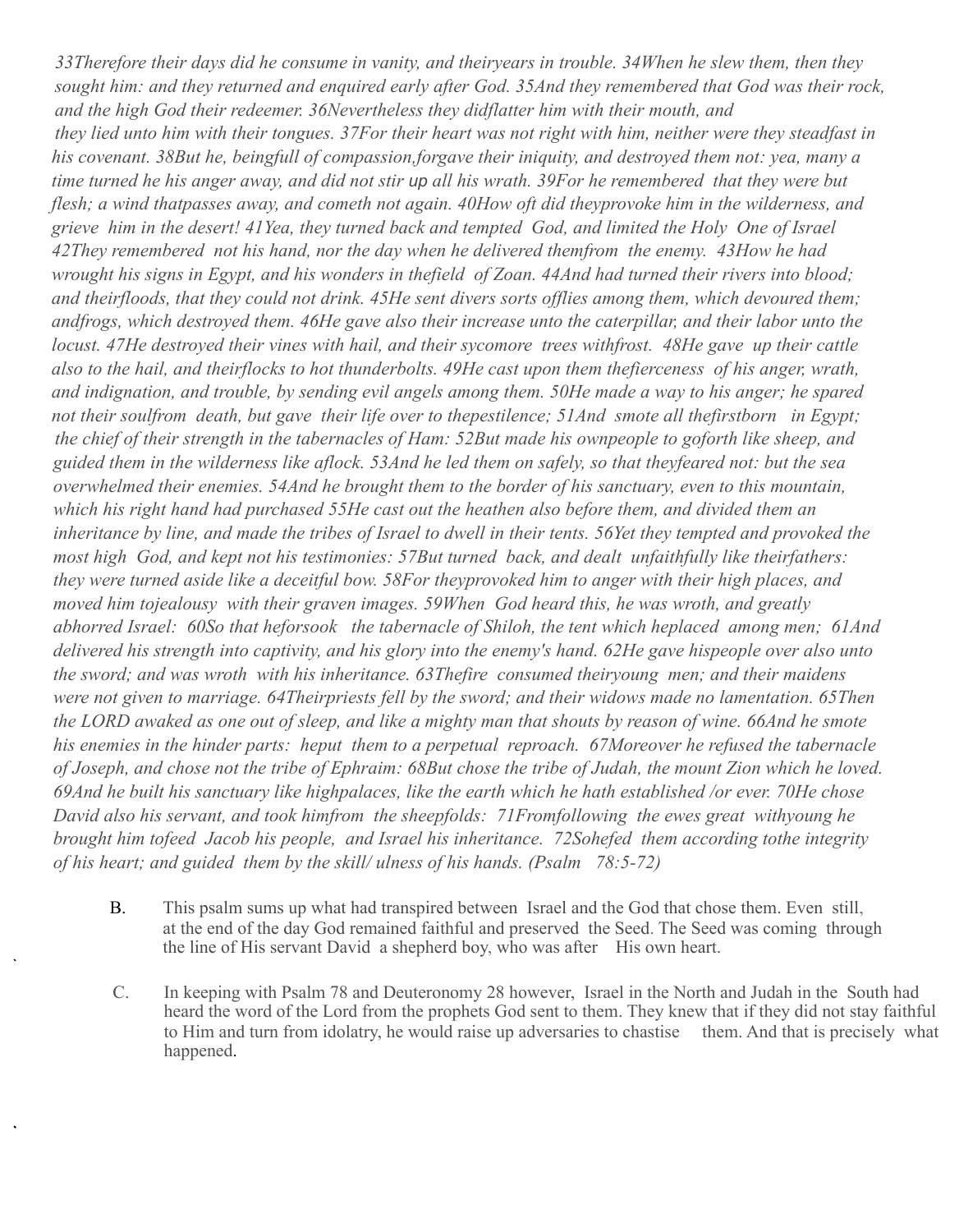*33Therefore their days did he consume in vanity, and theiryears in trouble. 34When he slew them, then they sought him: and they returned and enquired early after God. 35And they remembered that God was their rock, and the high God their redeemer. 36Nevertheless they didflatter him with their mouth, and they lied unto him with their tongues. 37For their heart was not right with him, neither were they steadfast in his covenant. 38But he, beingfull of compassion,forgave their iniquity, and destroyed them not: yea, many a time turned he his anger away, and did not stir* up *all his wrath. 39For he remembered that they were but flesh; a wind thatpasses away, and cometh not again. 40How oft did theyprovoke him in the wilderness, and grieve him in the desert! 41Yea, they turned back and tempted God, and limited the Holy One of Israel 42They remembered not his hand, nor the day when he delivered themfrom the enemy. 43How he had wrought his signs in Egypt, and his wonders in thefield of Zoan. 44And had turned their rivers into blood; and theirfloods, that they could not drink. 45He sent divers sorts offlies among them, which devoured them; andfrogs, which destroyed them. 46He gave also their increase unto the caterpillar, and their labor unto the locust. 47He destroyed their vines with hail, and their sycomore trees withfrost. 48He gave up their cattle also to the hail, and theirflocks to hot thunderbolts. 49He cast upon them thefierceness of his anger, wrath, and indignation, and trouble, by sending evil angels among them. 50He made a way to his anger; he spared not their soulfrom death, but gave their life over to thepestilence; 51And smote all thefirstborn in Egypt; the chief of their strength in the tabernacles of Ham: 52But made his ownpeople to goforth like sheep, and guided them in the wilderness like aflock. 53And he led them on safely, so that theyfeared not: but the sea overwhelmed their enemies. 54And he brought them to the border of his sanctuary, even to this mountain, which his right hand had purchased 55He cast out the heathen also before them, and divided them an inheritance by line, and made the tribes of Israel to dwell in their tents. 56Yet they tempted and provoked the most high God, and kept not his testimonies: 57But turned back, and dealt unfaithfully like theirfathers: they were turned aside like a deceitful bow. 58For theyprovoked him to anger with their high places, and moved him tojealousy with their graven images. 59When God heard this, he was wroth, and greatly abhorred Israel: 60So that heforsook the tabernacle of Shiloh, the tent which heplaced among men; 61And delivered his strength into captivity, and his glory into the enemy's hand. 62He gave hispeople over also unto the sword; and was wroth with his inheritance. 63Thefire consumed theiryoung men; and their maidens were not given to marriage. 64Theirpriests fell by the sword; and their widows made no lamentation. 65Then the LORD awaked as one out of sleep, and like a mighty man that shouts by reason of wine. 66And he smote his enemies in the hinder parts: heput them to a perpetual reproach. 67Moreover he refused the tabernacle of Joseph, and chose not the tribe of Ephraim: 68But chose the tribe of Judah, the mount Zion which he loved. 69And he built his sanctuary like highpalaces, like the earth which he hath established /or ever. 70He chose David also his servant, and took himfrom the sheepfolds: 71Fromfollowing the ewes great withyoung he brought him tofeed Jacob his people, and Israel his inheritance. 72Sohefed them according tothe integrity of his heart; and guided them by the skill/ ulness of his hands. (Psalm 78:5-72)*

B. This psalm sums up what had transpired between Israel and the God that chose them. Even still, at the end of the day God remained faithful and preserved the Seed. The Seed was coming through the line of His servant David a shepherd boy, who was after His own heart.

C. In keeping with Psalm 78 and Deuteronomy 28 however, Israel in the North and Judah in the South had heard the word of the Lord from the prophets God sent to them. They knew that if they did not stay faithful to Him and turn from idolatry, he would raise up adversaries to chastise them. And that is precisely what happened.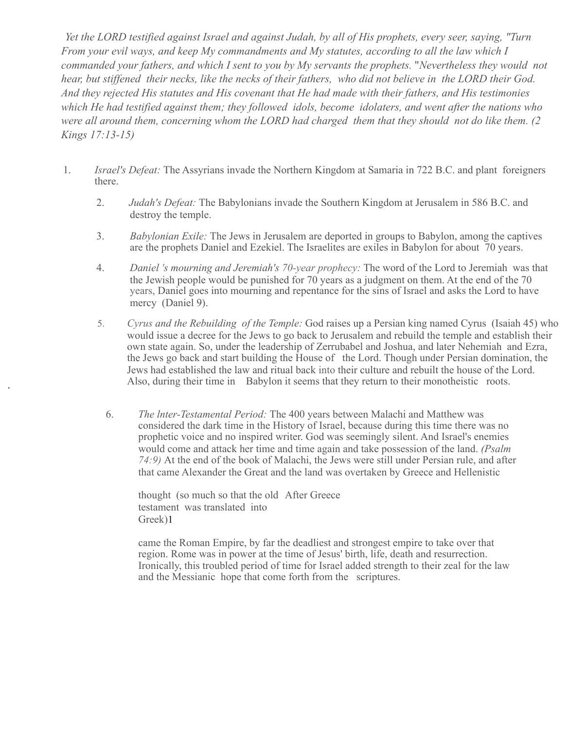*Yet the LORD testified against Israel and against Judah, by all of His prophets, every seer, saying, "Turn From your evil ways, and keep My commandments and My statutes, according to all the law which I commanded your fathers, and which I sent to you by My servants the prophets.* "*Nevertheless they would not hear, but stiffened their necks, like the necks of their fathers, who did not believe in the LORD their God. And they rejected His statutes and His covenant that He had made with their fathers, and His testimonies which He had testified against them; they followed idols, become idolaters, and went after the nations who were all around them, concerning whom the LORD had charged them that they should not do like them. (2 Kings 17:13-15)*

1. *Israel's Defeat:* The Assyrians invade the Northern Kingdom at Samaria in 722 B.C. and plant foreigners there.

2. *Judah's Defeat:* The Babylonians invade the Southern Kingdom at Jerusalem in 586 B.C. and destroy the temple.

3. *Babylonian Exile:* The Jews in Jerusalem are deported in groups to Babylon, among the captives are the prophets Daniel and Ezekiel. The Israelites are exiles in Babylon for about 70 years.

4. *Daniel 's mourning and Jeremiah's 70-year prophecy:* The word of the Lord to Jeremiah was that the Jewish people would be punished for 70 years as a judgment on them. At the end of the 70 years, Daniel goes into mourning and repentance for the sins of Israel and asks the Lord to have mercy (Daniel 9).

5. *Cyrus and the Rebuilding of the Temple:* God raises up a Persian king named Cyrus (Isaiah 45) who would issue a decree for the Jews to go back to Jerusalem and rebuild the temple and establish their own state again. So, under the leadership of Zerrubabel and Joshua, and later Nehemiah and Ezra, the Jews go back and start building the House of the Lord. Though under Persian domination, the Jews had established the law and ritual back into their culture and rebuilt the house of the Lord. Also, during their time in Babylon it seems that they return to their monotheistic roots.

6. *The lnter-Testamental Period:* The 400 years between Malachi and Matthew was considered the dark time in the History of Israel, because during this time there was no prophetic voice and no inspired writer. God was seemingly silent. And Israel's enemies would come and attack her time and time again and take possession of the land. *(Psalm 74:9)* At the end of the book of Malachi, the Jews were still under Persian rule, and after that came Alexander the Great and the land was overtaken by Greece and Hellenistic thought (so much so that the old testament was translated into Greek)1 After Greece came the Roman Empire, by far the deadliest and strongest empire to take over that region. Rome was in power at the time of Jesus' birth, life, death and resurrection. Ironically, this troubled period of time for Israel added strength to their zeal for the law and the Messianic hope that come forth from the scriptures.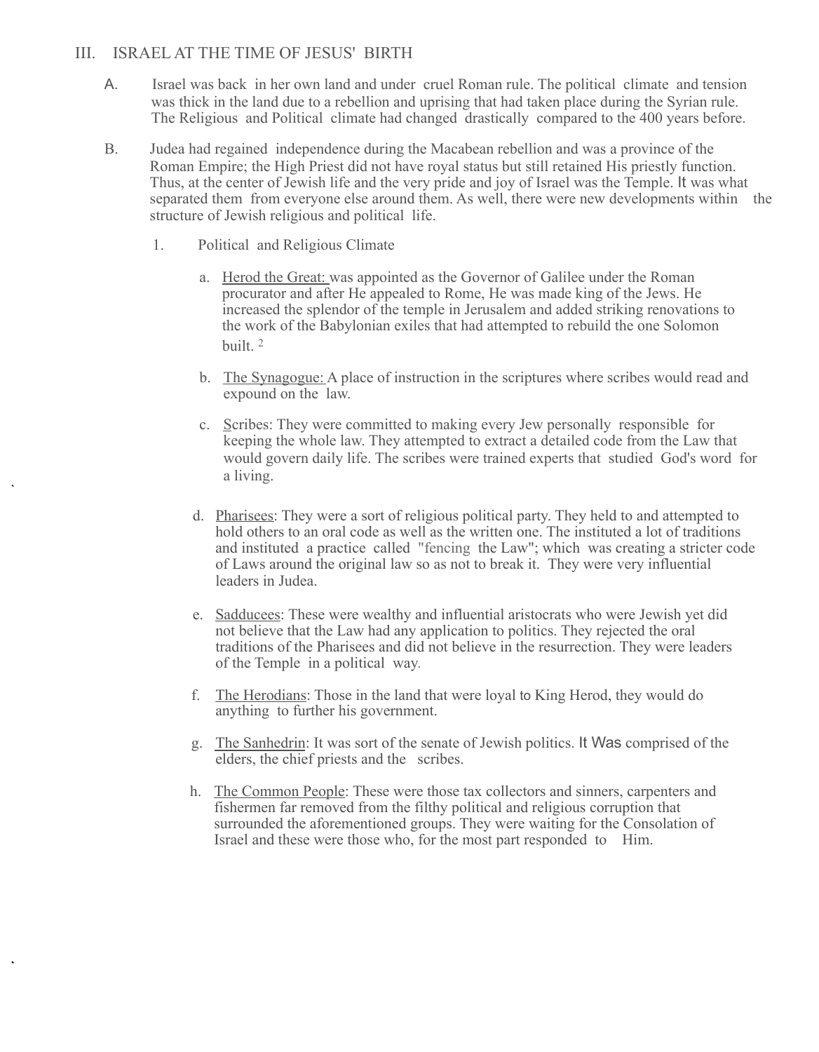## III. ISRAEL AT THE TIME OF JESUS' BIRTH

A. Israel was back in her own land and under cruel Roman rule. The political climate and tension was thick in the land due to a rebellion and uprising that had taken place during the Syrian rule. The Religious and Political climate had changed drastically compared to the 400 years before.

B. Judea had regained independence during the Macabean rebellion and was a province of the Roman Empire; the High Priest did not have royal status but still retained His priestly function. Thus, at the center of Jewish life and the very pride and joy of Israel was the Temple. It was what separated them from everyone else around them. As well, there were new developments within the structure of Jewish religious and political life.

1. Political and Religious Climate

   a. Herod the Great: was appointed as the Governor of Galilee under the Roman procurator and after He appealed to Rome, He was made king of the Jews. He increased the splendor of the temple in Jerusalem and added striking renovations to the work of the Babylonian exiles that had attempted to rebuild the one Solomon built. [2]

   b. The Synagogue: A place of instruction in the scriptures where scribes would read and expound on the law.

   c. Scribes: They were committed to making every Jew personally responsible for keeping the whole law. They attempted to extract a detailed code from the Law that would govern daily life. The scribes were trained experts that studied God's word for a living.

   d. Pharisees: They were a sort of religious political party. They held to and attempted to hold others to an oral code as well as the written one. The instituted a lot of traditions and instituted a practice called "fencing the Law"; which was creating a stricter code of Laws around the original law so as not to break it. They were very influential leaders in Judea.

   e. Sadducees: These were wealthy and influential aristocrats who were Jewish yet did not believe that the Law had any application to politics. They rejected the oral traditions of the Pharisees and did not believe in the resurrection. They were leaders of the Temple in a political way.

   f. The Herodians: Those in the land that were loyal to King Herod, they would do anything to further his government.

   g. The Sanhedrin: It was sort of the senate of Jewish politics. It Was comprised of the elders, the chief priests and the scribes.

   h. The Common People: These were those tax collectors and sinners, carpenters and fishermen far removed from the filthy political and religious corruption that surrounded the aforementioned groups. They were waiting for the Consolation of Israel and these were those who, for the most part responded to Him.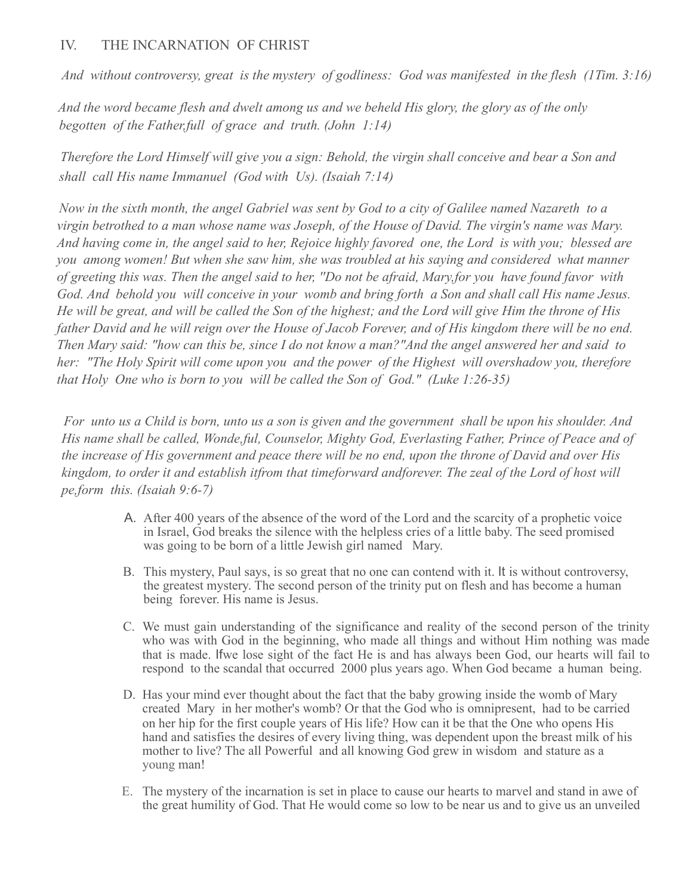## IV. THE INCARNATION OF CHRIST

*And without controversy, great is the mystery of godliness: God was manifested in the flesh (1Tim. 3:16)*

*And the word became flesh and dwelt among us and we beheld His glory, the glory as of the only begotten of the Father,full of grace and truth. (John 1:14)*

*Therefore the Lord Himself will give you a sign: Behold, the virgin shall conceive and bear a Son and shall call His name Immanuel (God with Us). (Isaiah 7:14)*

*Now in the sixth month, the angel Gabriel was sent by God to a city of Galilee named Nazareth to a virgin betrothed to a man whose name was Joseph, of the House of David. The virgin's name was Mary. And having come in, the angel said to her, Rejoice highly favored one, the Lord is with you; blessed are you among women! But when she saw him, she was troubled at his saying and considered what manner of greeting this was. Then the angel said to her, "Do not be afraid, Mary,for you have found favor with God. And behold you will conceive in your womb and bring forth a Son and shall call His name Jesus. He will be great, and will be called the Son of the highest; and the Lord will give Him the throne of His father David and he will reign over the House of Jacob Forever, and of His kingdom there will be no end. Then Mary said: "how can this be, since I do not know a man?"And the angel answered her and said to her: "The Holy Spirit will come upon you and the power of the Highest will overshadow you, therefore that Holy One who is born to you will be called the Son of God." (Luke 1:26-35)*

*For unto us a Child is born, unto us a son is given and the government shall be upon his shoulder. And His name shall be called, Wonde,ful, Counselor, Mighty God, Everlasting Father, Prince of Peace and of the increase of His government and peace there will be no end, upon the throne of David and over His kingdom, to order it and establish itfrom that timeforward andforever. The zeal of the Lord of host will pe,form this. (Isaiah 9:6-7)*

A. After 400 years of the absence of the word of the Lord and the scarcity of a prophetic voice in Israel, God breaks the silence with the helpless cries of a little baby. The seed promised was going to be born of a little Jewish girl named Mary.

B. This mystery, Paul says, is so great that no one can contend with it. It is without controversy, the greatest mystery. The second person of the trinity put on flesh and has become a human being forever. His name is Jesus.

C. We must gain understanding of the significance and reality of the second person of the trinity who was with God in the beginning, who made all things and without Him nothing was made that is made. Ifwe lose sight of the fact He is and has always been God, our hearts will fail to respond to the scandal that occurred 2000 plus years ago. When God became a human being.

D. Has your mind ever thought about the fact that the baby growing inside the womb of Mary created Mary in her mother's womb? Or that the God who is omnipresent, had to be carried on her hip for the first couple years of His life? How can it be that the One who opens His hand and satisfies the desires of every living thing, was dependent upon the breast milk of his mother to live? The all Powerful and all knowing God grew in wisdom and stature as a young man!

E. The mystery of the incarnation is set in place to cause our hearts to marvel and stand in awe of the great humility of God. That He would come so low to be near us and to give us an unveiled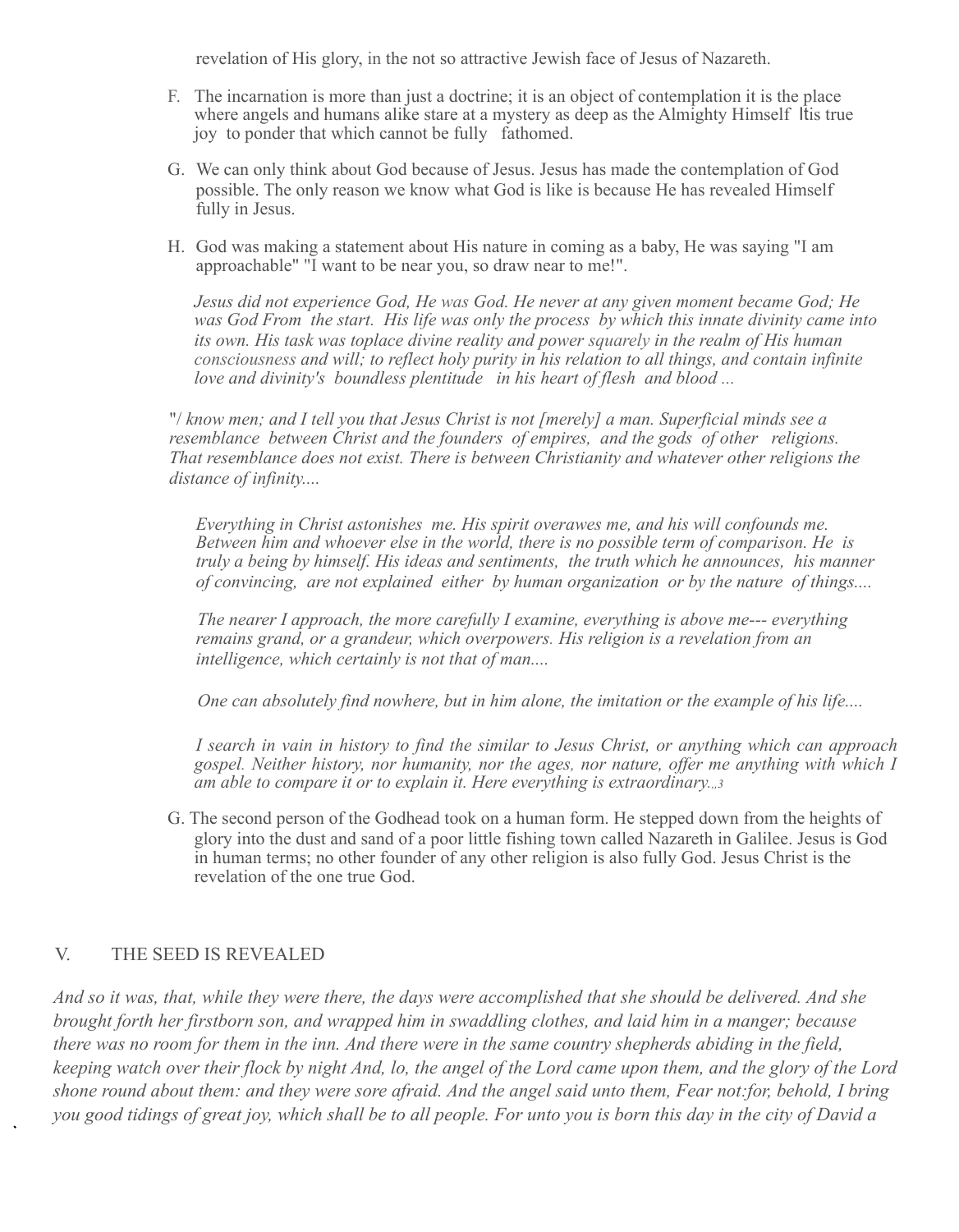revelation of His glory, in the not so attractive Jewish face of Jesus of Nazareth.

F. The incarnation is more than just a doctrine; it is an object of contemplation it is the place where angels and humans alike stare at a mystery as deep as the Almighty Himself Itis true joy to ponder that which cannot be fully fathomed.

G. We can only think about God because of Jesus. Jesus has made the contemplation of God possible. The only reason we know what God is like is because He has revealed Himself fully in Jesus.

H. God was making a statement about His nature in coming as a baby, He was saying "I am approachable" "I want to be near you, so draw near to me!".

*Jesus did not experience God, He was God. He never at any given moment became God; He was God From the start. His life was only the process by which this innate divinity came into its own. His task was toplace divine reality and power squarely in the realm of His human consciousness and will; to reflect holy purity in his relation to all things, and contain infinite love and divinity's boundless plentitude in his heart of flesh and blood ...*

"/ *know men; and I tell you that Jesus Christ is not [merely] a man. Superficial minds see a resemblance between Christ and the founders of empires, and the gods of other religions. That resemblance does not exist. There is between Christianity and whatever other religions the distance of infinity....*

*Everything in Christ astonishes me. His spirit overawes me, and his will confounds me. Between him and whoever else in the world, there is no possible term of comparison. He is truly a being by himself. His ideas and sentiments, the truth which he announces, his manner of convincing, are not explained either by human organization or by the nature of things....*

*The nearer I approach, the more carefully I examine, everything is above me--- everything remains grand, or a grandeur, which overpowers. His religion is a revelation from an intelligence, which certainly is not that of man....*

*One can absolutely find nowhere, but in him alone, the imitation or the example of his life....*

*I search in vain in history to find the similar to Jesus Christ, or anything which can approach gospel. Neither history, nor humanity, nor the ages, nor nature, offer me anything with which I am able to compare it or to explain it. Here everything is extraordinary.,,3*

G. The second person of the Godhead took on a human form. He stepped down from the heights of glory into the dust and sand of a poor little fishing town called Nazareth in Galilee. Jesus is God in human terms; no other founder of any other religion is also fully God. Jesus Christ is the revelation of the one true God.

## V. THE SEED IS REVEALED

*And so it was, that, while they were there, the days were accomplished that she should be delivered. And she brought forth her firstborn son, and wrapped him in swaddling clothes, and laid him in a manger; because there was no room for them in the inn. And there were in the same country shepherds abiding in the field, keeping watch over their flock by night And, lo, the angel of the Lord came upon them, and the glory of the Lord shone round about them: and they were sore afraid. And the angel said unto them, Fear not:for, behold, I bring you good tidings of great joy, which shall be to all people. For unto you is born this day in the city of David a*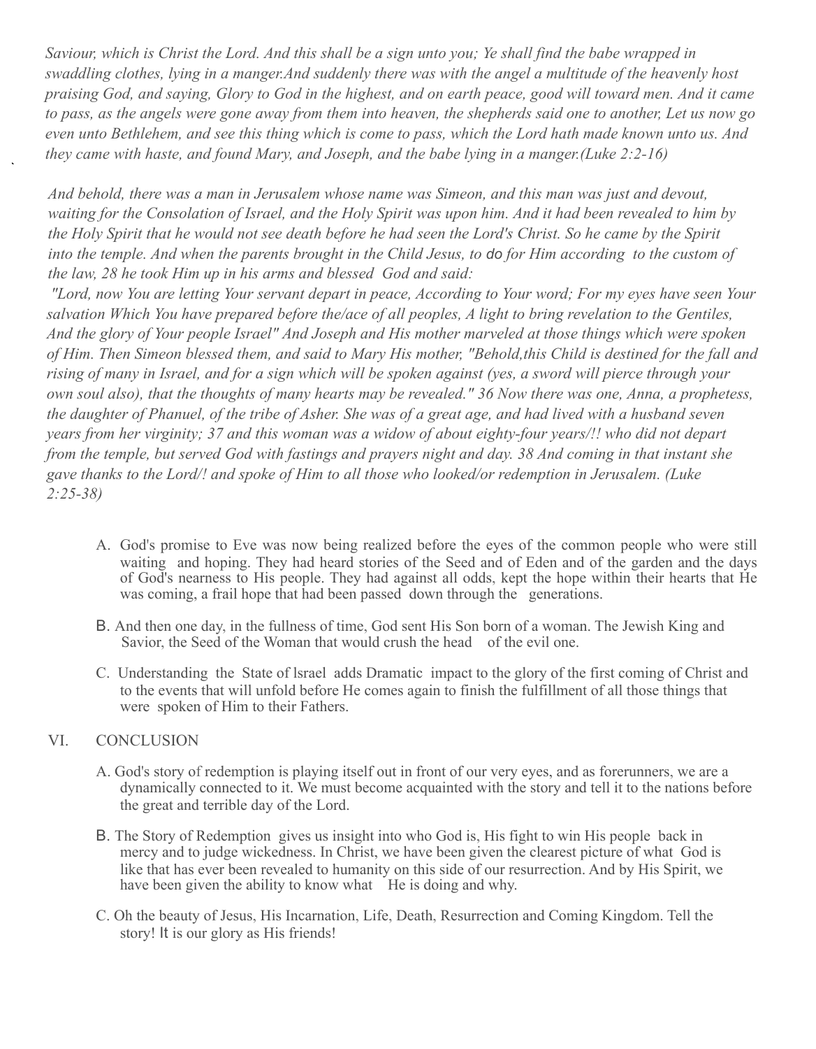*Saviour, which is Christ the Lord. And this shall be a sign unto you; Ye shall find the babe wrapped in swaddling clothes, lying in a manger.And suddenly there was with the angel a multitude of the heavenly host praising God, and saying, Glory to God in the highest, and on earth peace, good will toward men. And it came to pass, as the angels were gone away from them into heaven, the shepherds said one to another, Let us now go even unto Bethlehem, and see this thing which is come to pass, which the Lord hath made known unto us. And they came with haste, and found Mary, and Joseph, and the babe lying in a manger.(Luke 2:2-16)*

*And behold, there was a man in Jerusalem whose name was Simeon, and this man was just and devout, waiting for the Consolation of Israel, and the Holy Spirit was upon him. And it had been revealed to him by the Holy Spirit that he would not see death before he had seen the Lord's Christ. So he came by the Spirit into the temple. And when the parents brought in the Child Jesus, to* do *for Him according to the custom of the law, 28 he took Him up in his arms and blessed God and said:*

*"Lord, now You are letting Your servant depart in peace, According to Your word; For my eyes have seen Your salvation Which You have prepared before the/ace of all peoples, A light to bring revelation to the Gentiles, And the glory of Your people Israel" And Joseph and His mother marveled at those things which were spoken of Him. Then Simeon blessed them, and said to Mary His mother, "Behold,this Child is destined for the fall and rising of many in Israel, and for a sign which will be spoken against (yes, a sword will pierce through your own soul also), that the thoughts of many hearts may be revealed." 36 Now there was one, Anna, a prophetess, the daughter of Phanuel, of the tribe of Asher. She was of a great age, and had lived with a husband seven years from her virginity; 37 and this woman was a widow of about eighty-four years/!! who did not depart from the temple, but served God with fastings and prayers night and day. 38 And coming in that instant she gave thanks to the Lord/! and spoke of Him to all those who looked/or redemption in Jerusalem. (Luke 2:25-38)*

A. God's promise to Eve was now being realized before the eyes of the common people who were still waiting and hoping. They had heard stories of the Seed and of Eden and of the garden and the days of God's nearness to His people. They had against all odds, kept the hope within their hearts that He was coming, a frail hope that had been passed down through the generations.

B. And then one day, in the fullness of time, God sent His Son born of a woman. The Jewish King and Savior, the Seed of the Woman that would crush the head of the evil one.

C. Understanding the State of lsrael adds Dramatic impact to the glory of the first coming of Christ and to the events that will unfold before He comes again to finish the fulfillment of all those things that were spoken of Him to their Fathers.

## VI. CONCLUSION

A. God's story of redemption is playing itself out in front of our very eyes, and as forerunners, we are a dynamically connected to it. We must become acquainted with the story and tell it to the nations before the great and terrible day of the Lord.

B. The Story of Redemption gives us insight into who God is, His fight to win His people back in mercy and to judge wickedness. In Christ, we have been given the clearest picture of what God is like that has ever been revealed to humanity on this side of our resurrection. And by His Spirit, we have been given the ability to know what He is doing and why.

C. Oh the beauty of Jesus, His Incarnation, Life, Death, Resurrection and Coming Kingdom. Tell the story! It is our glory as His friends!